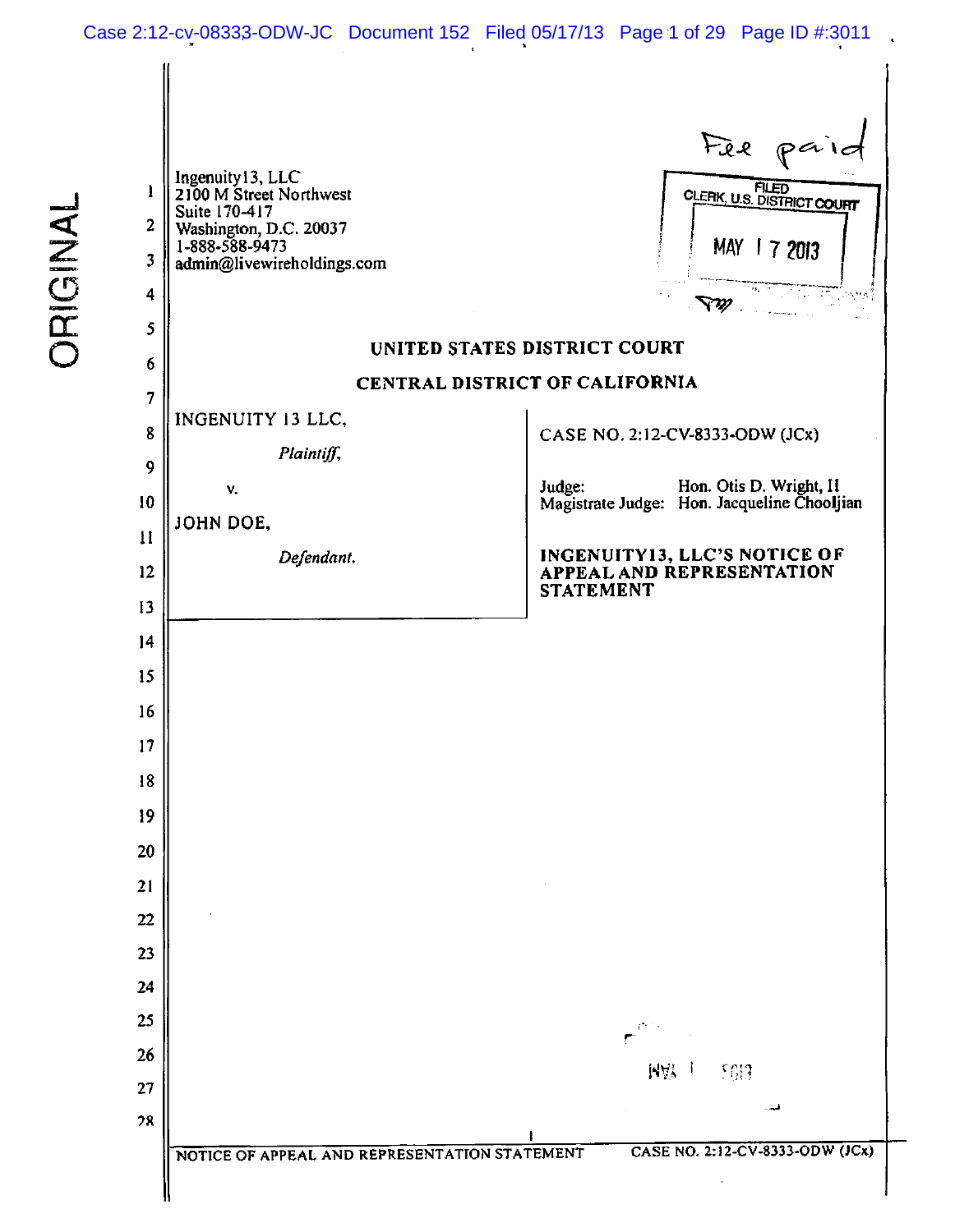ORIGINAL

Ingenuity13, LLC
2100 M Street Northwest
Suite 170-417
Washington, D.C. 20037
1-888-588-9473
admin@livewireholdings.com

Fee paid

FILED
CLERK, U.S. DISTRICT COURT
MAY 17 2013

**UNITED STATES DISTRICT COURT**

**CENTRAL DISTRICT OF CALIFORNIA**

INGENUITY 13 LLC,

*Plaintiff,*

v.

JOHN DOE,

*Defendant.*

CASE NO. 2:12-CV-8333-ODW (JCx)

Judge: Hon. Otis D. Wright, II
Magistrate Judge: Hon. Jacqueline Chooljian

**INGENUITY13, LLC'S NOTICE OF APPEAL AND REPRESENTATION STATEMENT**

NOTICE OF APPEAL AND REPRESENTATION STATEMENT — CASE NO. 2:12-CV-8333-ODW (JCx)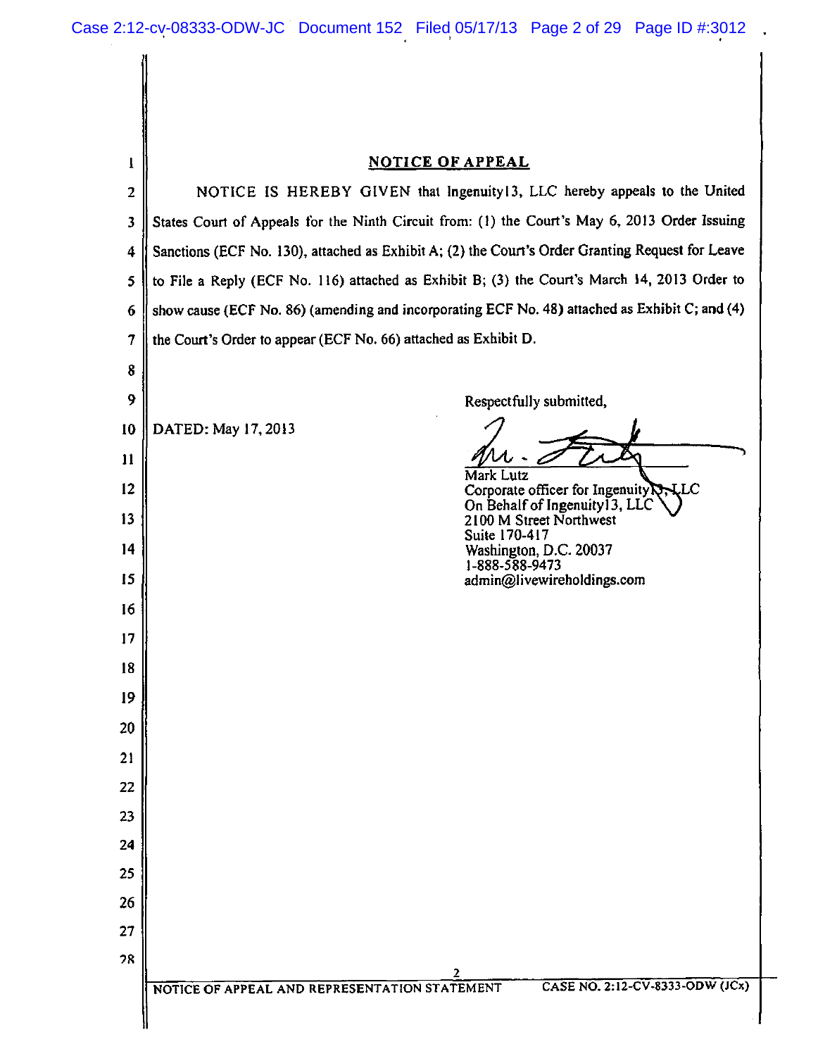## NOTICE OF APPEAL

NOTICE IS HEREBY GIVEN that Ingenuity13, LLC hereby appeals to the United States Court of Appeals for the Ninth Circuit from: (1) the Court's May 6, 2013 Order Issuing Sanctions (ECF No. 130), attached as Exhibit A; (2) the Court's Order Granting Request for Leave to File a Reply (ECF No. 116) attached as Exhibit B; (3) the Court's March 14, 2013 Order to show cause (ECF No. 86) (amending and incorporating ECF No. 48) attached as Exhibit C; and (4) the Court's Order to appear (ECF No. 66) attached as Exhibit D.

DATED: May 17, 2013

Respectfully submitted,

Mark Lutz
Corporate officer for Ingenuity13, LLC
On Behalf of Ingenuity13, LLC
2100 M Street Northwest
Suite 170-417
Washington, D.C. 20037
1-888-588-9473
admin@livewireholdings.com

NOTICE OF APPEAL AND REPRESENTATION STATEMENT    CASE NO. 2:12-CV-8333-ODW (JCx)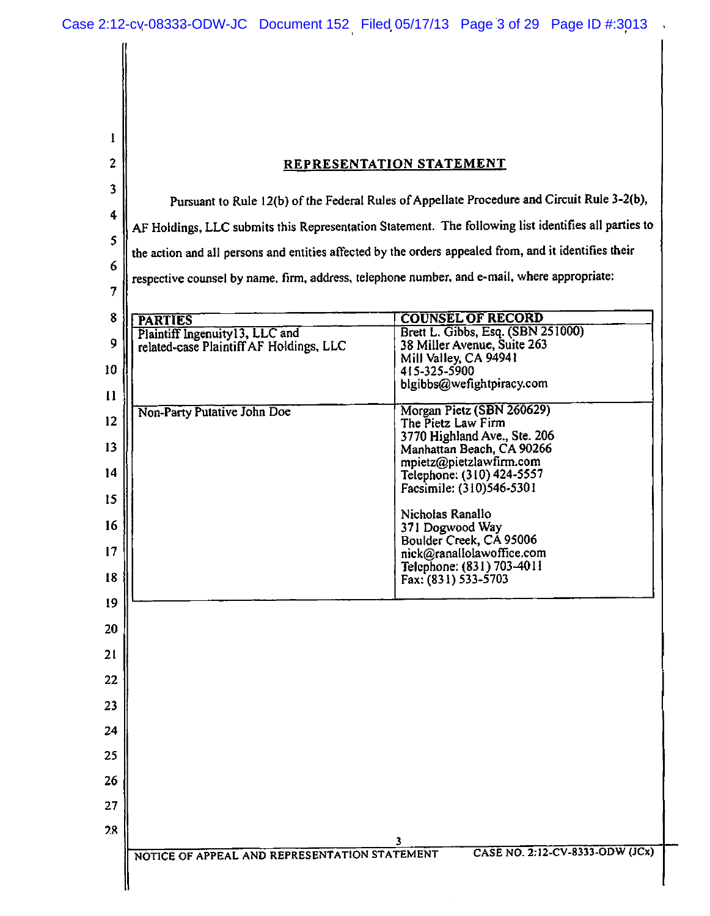## REPRESENTATION STATEMENT

Pursuant to Rule 12(b) of the Federal Rules of Appellate Procedure and Circuit Rule 3-2(b), AF Holdings, LLC submits this Representation Statement. The following list identifies all parties to the action and all persons and entities affected by the orders appealed from, and it identifies their respective counsel by name, firm, address, telephone number, and e-mail, where appropriate:

| PARTIES | COUNSEL OF RECORD |
|---|---|
| Plaintiff Ingenuity13, LLC and related-case Plaintiff AF Holdings, LLC | Brett L. Gibbs, Esq. (SBN 251000)<br>38 Miller Avenue, Suite 263<br>Mill Valley, CA 94941<br>415-325-5900<br>blgibbs@wefightpiracy.com |
| Non-Party Putative John Doe | Morgan Pietz (SBN 260629)<br>The Pietz Law Firm<br>3770 Highland Ave., Ste. 206<br>Manhattan Beach, CA 90266<br>mpietz@pietzlawfirm.com<br>Telephone: (310) 424-5557<br>Facsimile: (310)546-5301<br><br>Nicholas Ranallo<br>371 Dogwood Way<br>Boulder Creek, CA 95006<br>nick@ranallolawoffice.com<br>Telephone: (831) 703-4011<br>Fax: (831) 533-5703 |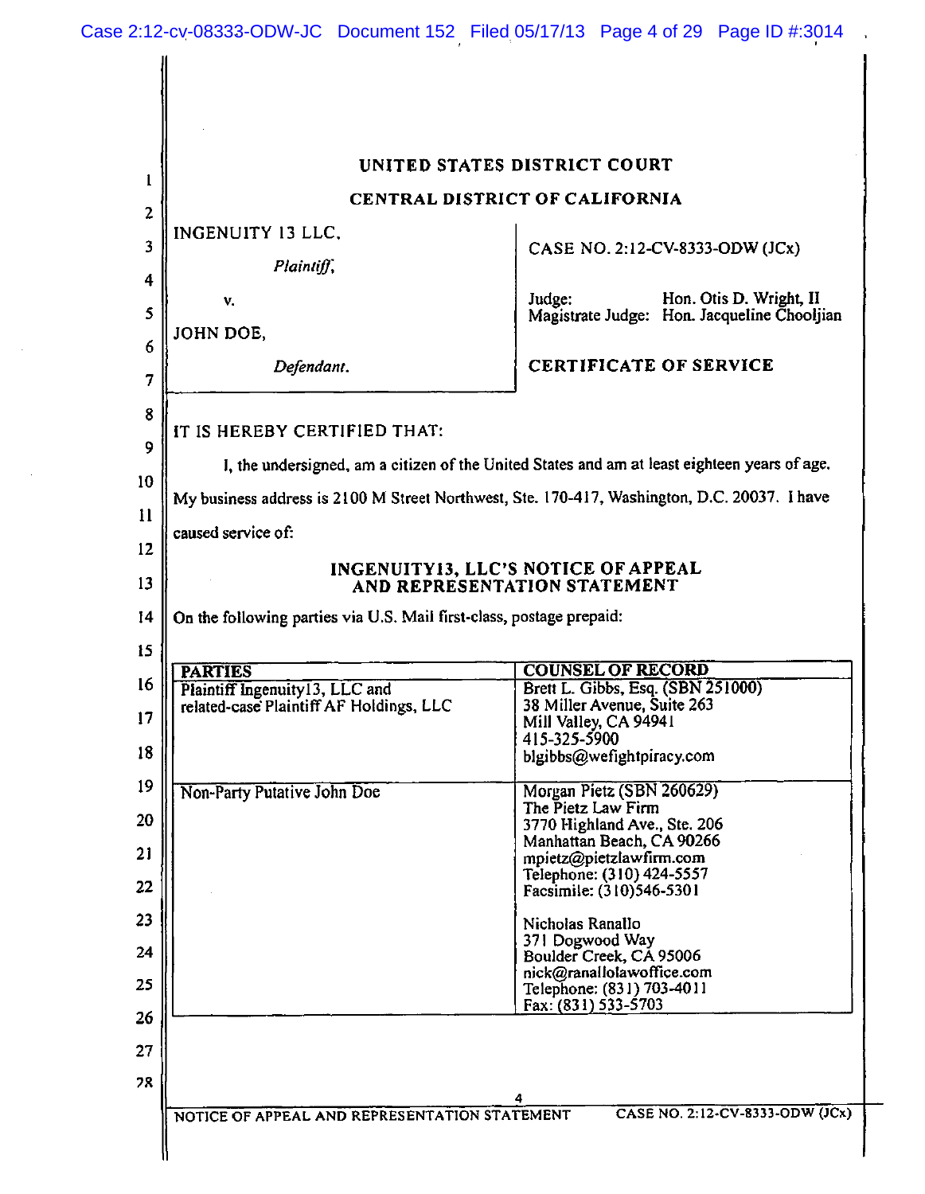**UNITED STATES DISTRICT COURT**

**CENTRAL DISTRICT OF CALIFORNIA**

| | |
|---|---|
| INGENUITY 13 LLC, *Plaintiff*, v. JOHN DOE, *Defendant.* | CASE NO. 2:12-CV-8333-ODW (JCx) Judge: Hon. Otis D. Wright, II Magistrate Judge: Hon. Jacqueline Chooljian **CERTIFICATE OF SERVICE** |

IT IS HEREBY CERTIFIED THAT:

I, the undersigned, am a citizen of the United States and am at least eighteen years of age. My business address is 2100 M Street Northwest, Ste. 170-417, Washington, D.C. 20037. I have caused service of:

**INGENUITY13, LLC'S NOTICE OF APPEAL AND REPRESENTATION STATEMENT**

On the following parties via U.S. Mail first-class, postage prepaid:

| PARTIES | COUNSEL OF RECORD |
|---|---|
| Plaintiff Ingenuity13, LLC and related-case Plaintiff AF Holdings, LLC | Brett L. Gibbs, Esq. (SBN 251000) 38 Miller Avenue, Suite 263 Mill Valley, CA 94941 415-325-5900 blgibbs@wefightpiracy.com |
| Non-Party Putative John Doe | Morgan Pietz (SBN 260629) The Pietz Law Firm 3770 Highland Ave., Ste. 206 Manhattan Beach, CA 90266 mpietz@pietzlawfirm.com Telephone: (310) 424-5557 Facsimile: (310)546-5301<br><br>Nicholas Ranallo 371 Dogwood Way Boulder Creek, CA 95006 nick@ranallolawoffice.com Telephone: (831) 703-4011 Fax: (831) 533-5703 |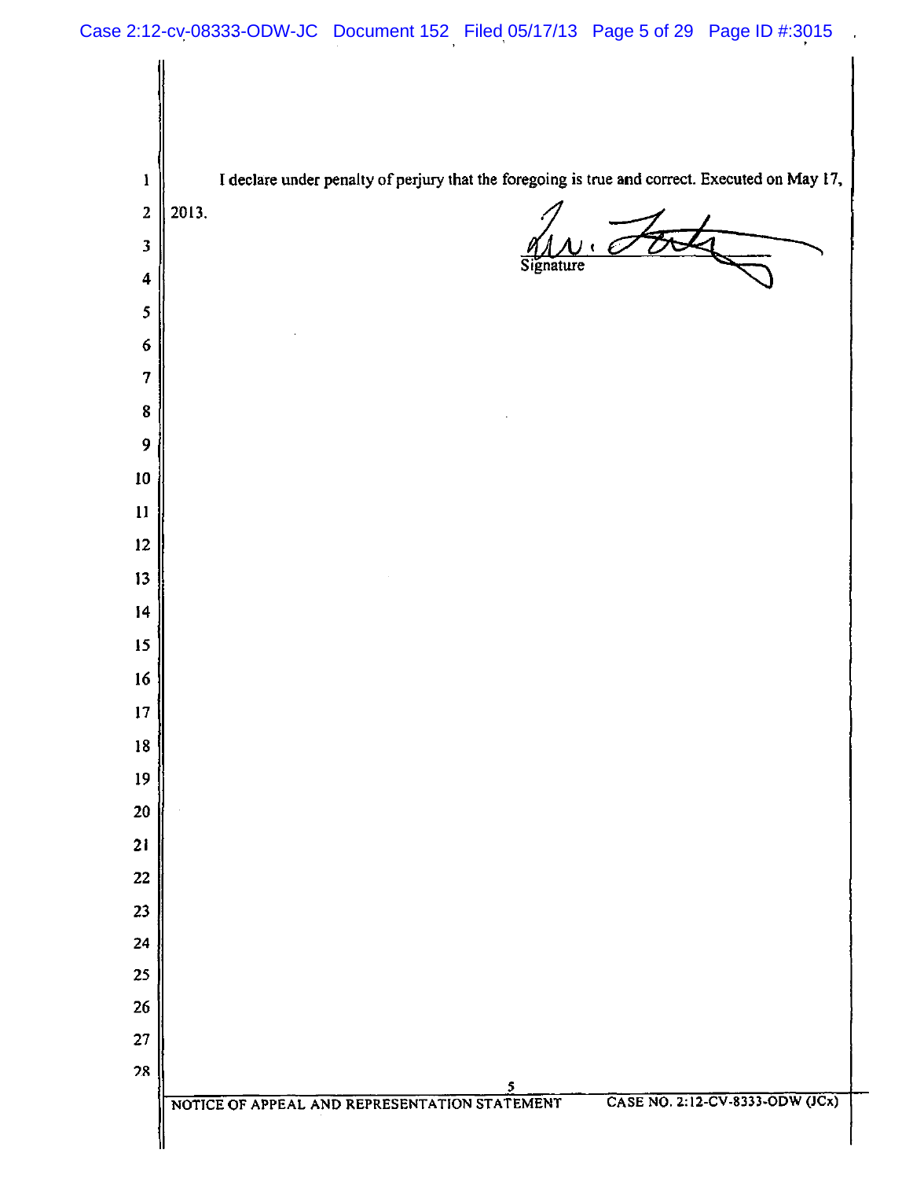I declare under penalty of perjury that the foregoing is true and correct. Executed on May 17, 2013.

Signature

NOTICE OF APPEAL AND REPRESENTATION STATEMENT CASE NO. 2:12-CV-8333-ODW (JCx)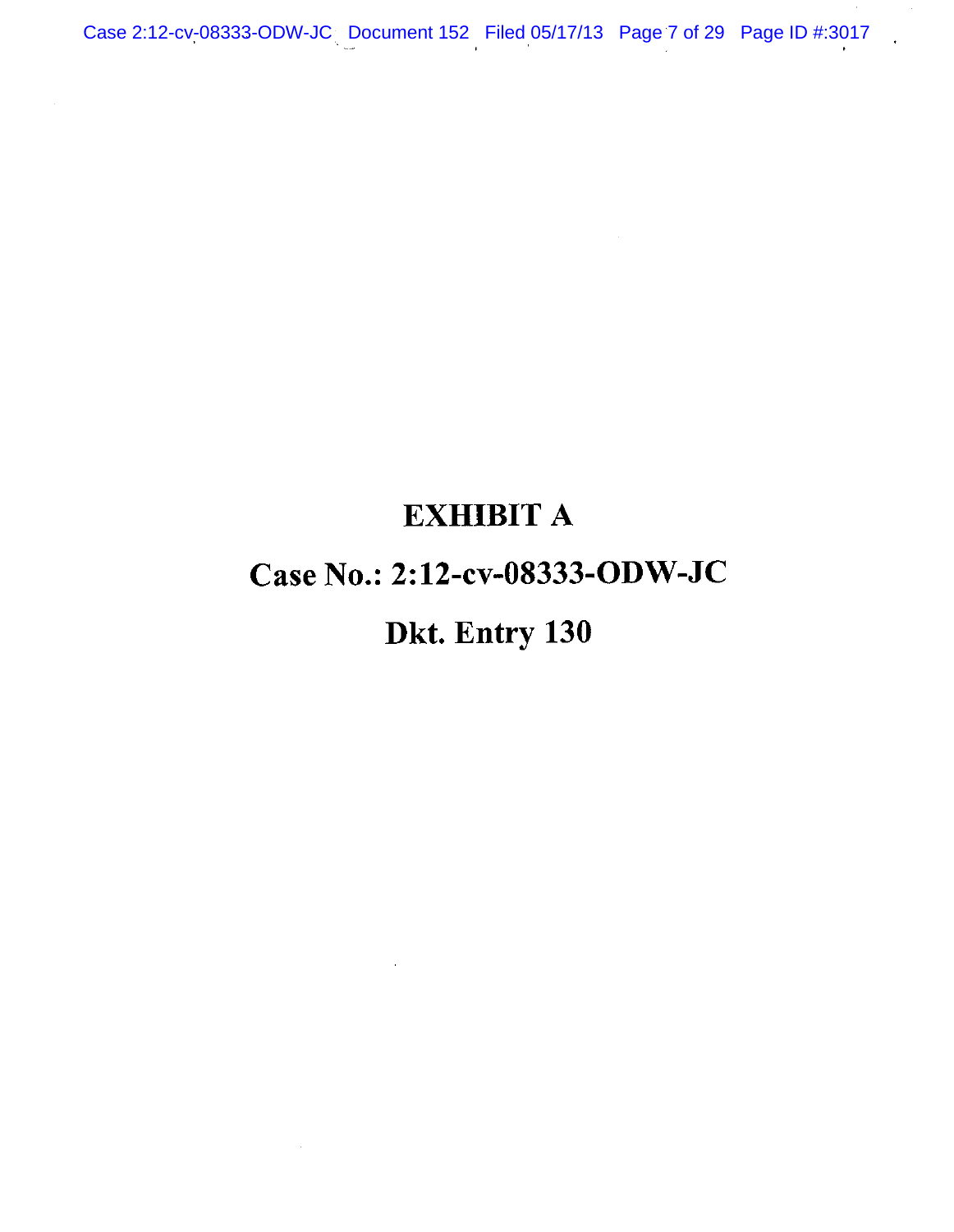# EXHIBIT A

# Case No.: 2:12-cv-08333-ODW-JC

# Dkt. Entry 130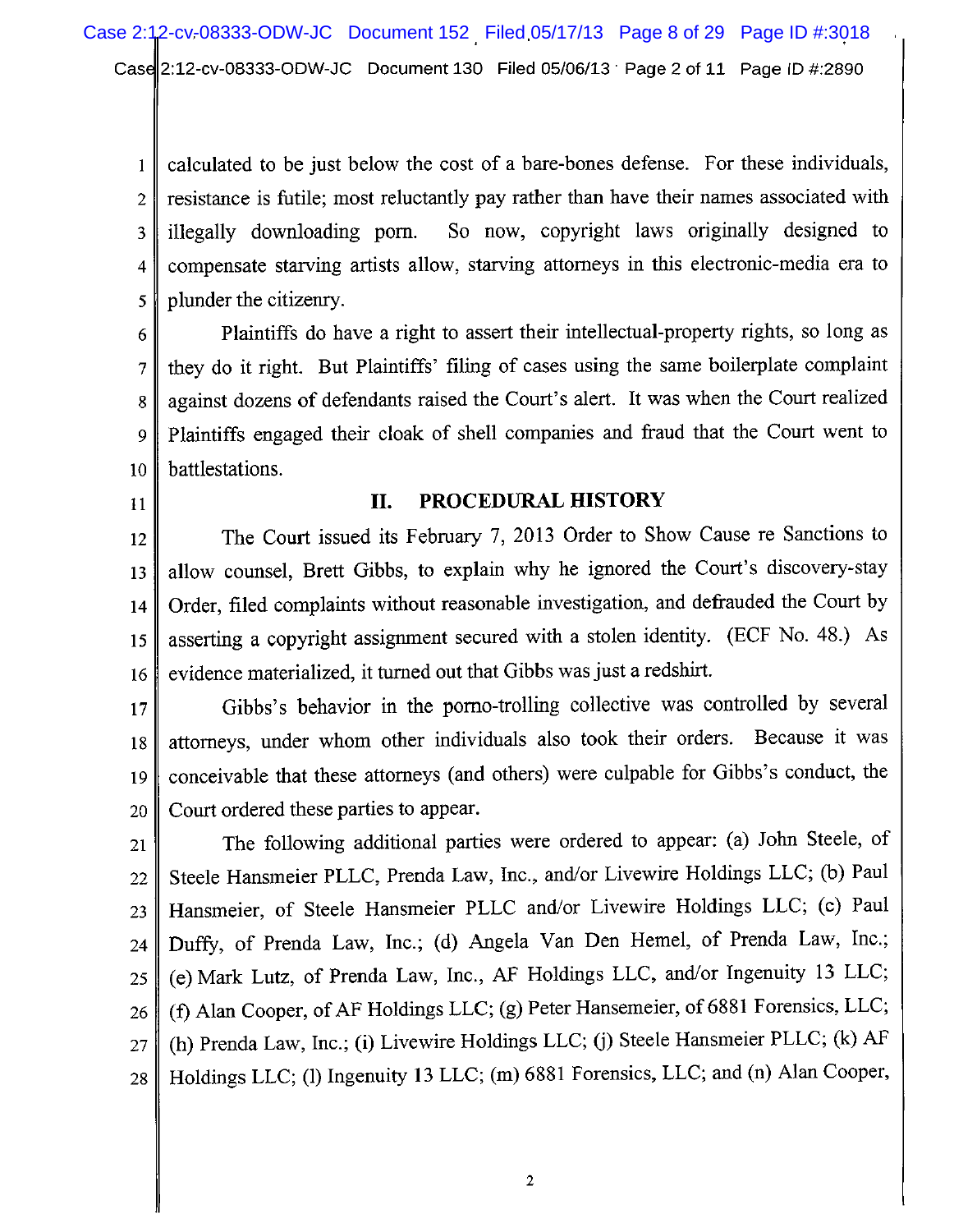calculated to be just below the cost of a bare-bones defense. For these individuals, resistance is futile; most reluctantly pay rather than have their names associated with illegally downloading porn. So now, copyright laws originally designed to compensate starving artists allow, starving attorneys in this electronic-media era to plunder the citizenry.

Plaintiffs do have a right to assert their intellectual-property rights, so long as they do it right. But Plaintiffs' filing of cases using the same boilerplate complaint against dozens of defendants raised the Court's alert. It was when the Court realized Plaintiffs engaged their cloak of shell companies and fraud that the Court went to battlestations.

## II. PROCEDURAL HISTORY

The Court issued its February 7, 2013 Order to Show Cause re Sanctions to allow counsel, Brett Gibbs, to explain why he ignored the Court's discovery-stay Order, filed complaints without reasonable investigation, and defrauded the Court by asserting a copyright assignment secured with a stolen identity. (ECF No. 48.) As evidence materialized, it turned out that Gibbs was just a redshirt.

Gibbs's behavior in the porno-trolling collective was controlled by several attorneys, under whom other individuals also took their orders. Because it was conceivable that these attorneys (and others) were culpable for Gibbs's conduct, the Court ordered these parties to appear.

The following additional parties were ordered to appear: (a) John Steele, of Steele Hansmeier PLLC, Prenda Law, Inc., and/or Livewire Holdings LLC; (b) Paul Hansmeier, of Steele Hansmeier PLLC and/or Livewire Holdings LLC; (c) Paul Duffy, of Prenda Law, Inc.; (d) Angela Van Den Hemel, of Prenda Law, Inc.; (e) Mark Lutz, of Prenda Law, Inc., AF Holdings LLC, and/or Ingenuity 13 LLC; (f) Alan Cooper, of AF Holdings LLC; (g) Peter Hansemeier, of 6881 Forensics, LLC; (h) Prenda Law, Inc.; (i) Livewire Holdings LLC; (j) Steele Hansmeier PLLC; (k) AF Holdings LLC; (l) Ingenuity 13 LLC; (m) 6881 Forensics, LLC; and (n) Alan Cooper,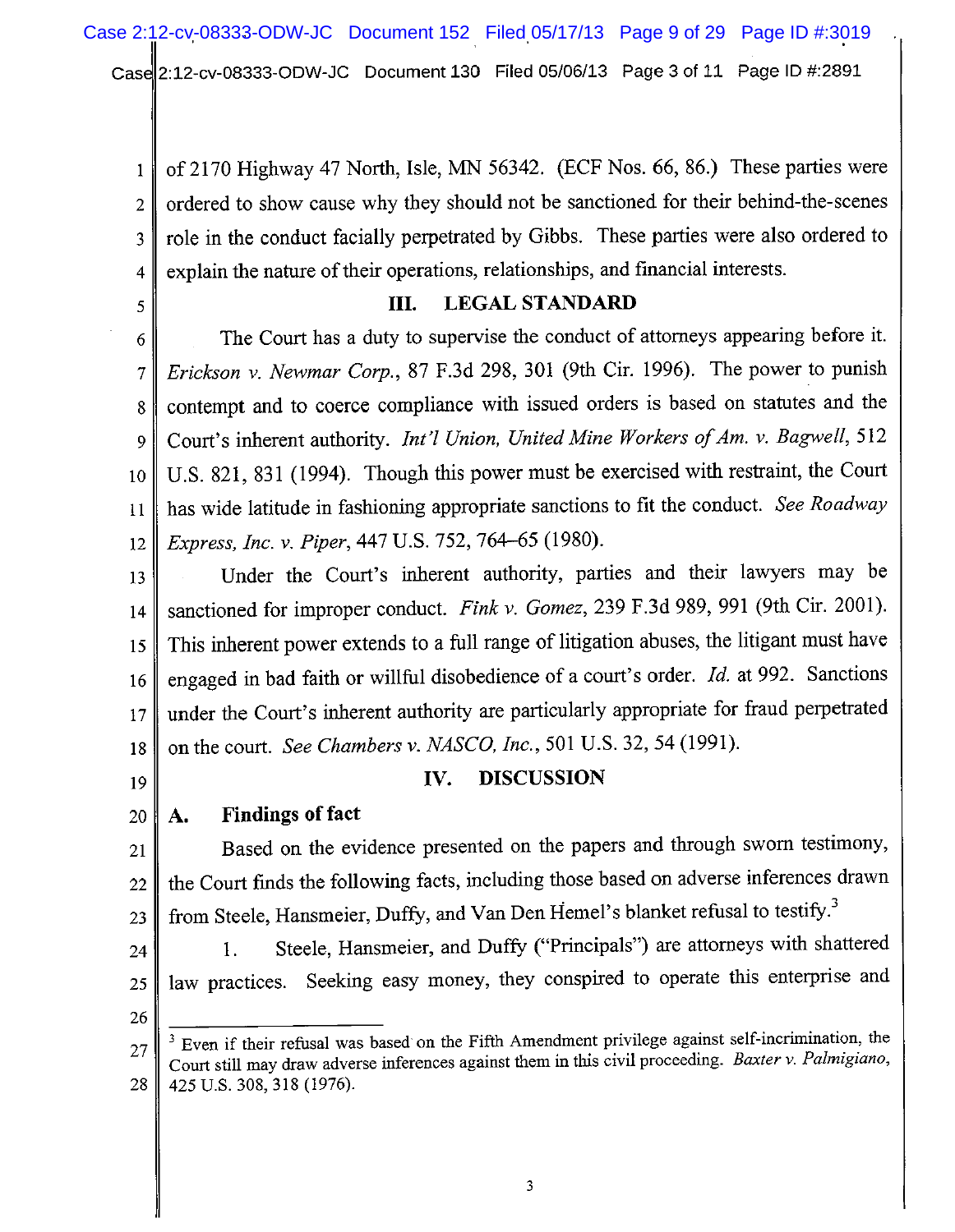of 2170 Highway 47 North, Isle, MN 56342. (ECF Nos. 66, 86.) These parties were ordered to show cause why they should not be sanctioned for their behind-the-scenes role in the conduct facially perpetrated by Gibbs. These parties were also ordered to explain the nature of their operations, relationships, and financial interests.

## III. LEGAL STANDARD

The Court has a duty to supervise the conduct of attorneys appearing before it. *Erickson v. Newmar Corp.*, 87 F.3d 298, 301 (9th Cir. 1996). The power to punish contempt and to coerce compliance with issued orders is based on statutes and the Court's inherent authority. *Int'l Union, United Mine Workers of Am. v. Bagwell*, 512 U.S. 821, 831 (1994). Though this power must be exercised with restraint, the Court has wide latitude in fashioning appropriate sanctions to fit the conduct. *See Roadway Express, Inc. v. Piper*, 447 U.S. 752, 764–65 (1980).

Under the Court's inherent authority, parties and their lawyers may be sanctioned for improper conduct. *Fink v. Gomez*, 239 F.3d 989, 991 (9th Cir. 2001). This inherent power extends to a full range of litigation abuses, the litigant must have engaged in bad faith or willful disobedience of a court's order. *Id.* at 992. Sanctions under the Court's inherent authority are particularly appropriate for fraud perpetrated on the court. *See Chambers v. NASCO, Inc.*, 501 U.S. 32, 54 (1991).

## IV. DISCUSSION

### A. Findings of fact

Based on the evidence presented on the papers and through sworn testimony, the Court finds the following facts, including those based on adverse inferences drawn from Steele, Hansmeier, Duffy, and Van Den Hemel's blanket refusal to testify.[3]

1. Steele, Hansmeier, and Duffy ("Principals") are attorneys with shattered law practices. Seeking easy money, they conspired to operate this enterprise and

---

[3] Even if their refusal was based on the Fifth Amendment privilege against self-incrimination, the Court still may draw adverse inferences against them in this civil proceeding. *Baxter v. Palmigiano*, 425 U.S. 308, 318 (1976).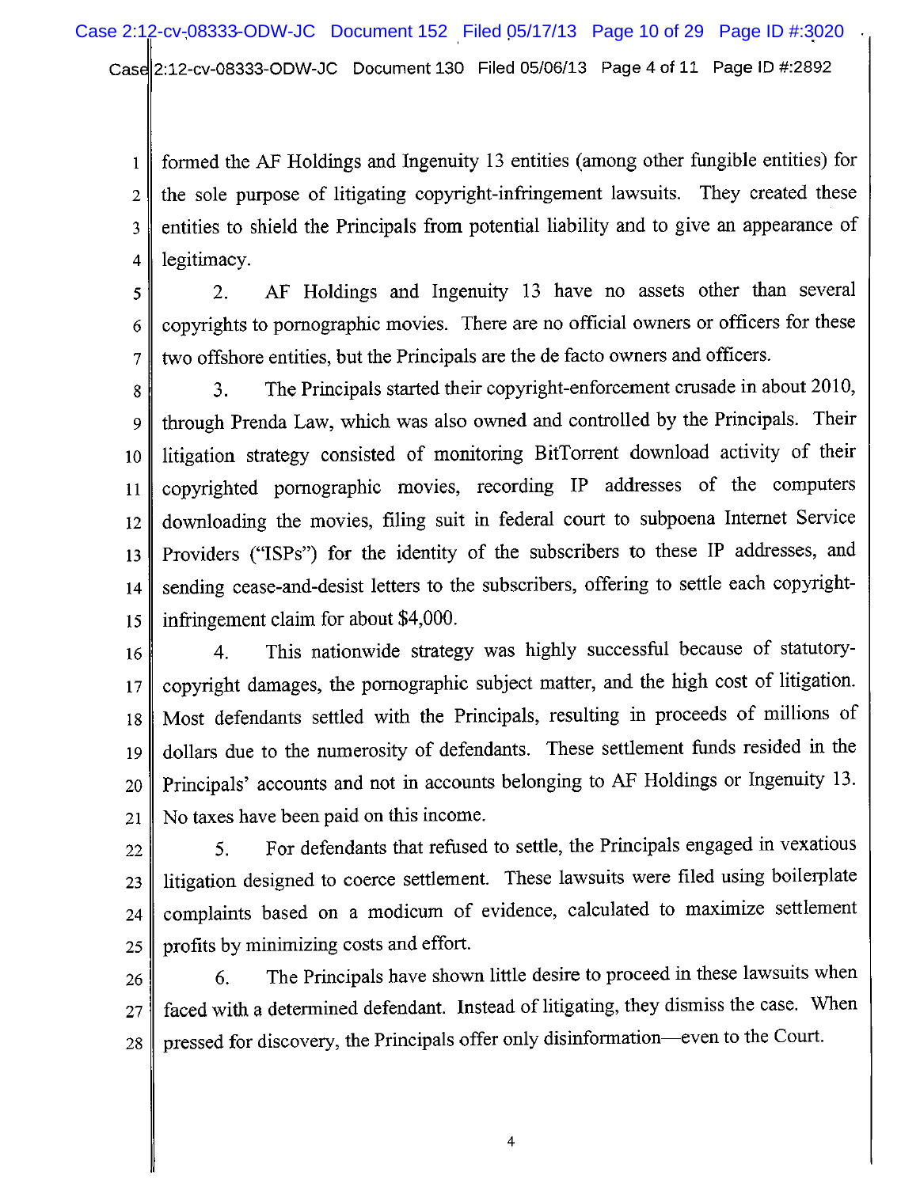formed the AF Holdings and Ingenuity 13 entities (among other fungible entities) for the sole purpose of litigating copyright-infringement lawsuits. They created these entities to shield the Principals from potential liability and to give an appearance of legitimacy.

2. AF Holdings and Ingenuity 13 have no assets other than several copyrights to pornographic movies. There are no official owners or officers for these two offshore entities, but the Principals are the de facto owners and officers.

3. The Principals started their copyright-enforcement crusade in about 2010, through Prenda Law, which was also owned and controlled by the Principals. Their litigation strategy consisted of monitoring BitTorrent download activity of their copyrighted pornographic movies, recording IP addresses of the computers downloading the movies, filing suit in federal court to subpoena Internet Service Providers ("ISPs") for the identity of the subscribers to these IP addresses, and sending cease-and-desist letters to the subscribers, offering to settle each copyright-infringement claim for about $4,000.

4. This nationwide strategy was highly successful because of statutory-copyright damages, the pornographic subject matter, and the high cost of litigation. Most defendants settled with the Principals, resulting in proceeds of millions of dollars due to the numerosity of defendants. These settlement funds resided in the Principals' accounts and not in accounts belonging to AF Holdings or Ingenuity 13. No taxes have been paid on this income.

5. For defendants that refused to settle, the Principals engaged in vexatious litigation designed to coerce settlement. These lawsuits were filed using boilerplate complaints based on a modicum of evidence, calculated to maximize settlement profits by minimizing costs and effort.

6. The Principals have shown little desire to proceed in these lawsuits when faced with a determined defendant. Instead of litigating, they dismiss the case. When pressed for discovery, the Principals offer only disinformation—even to the Court.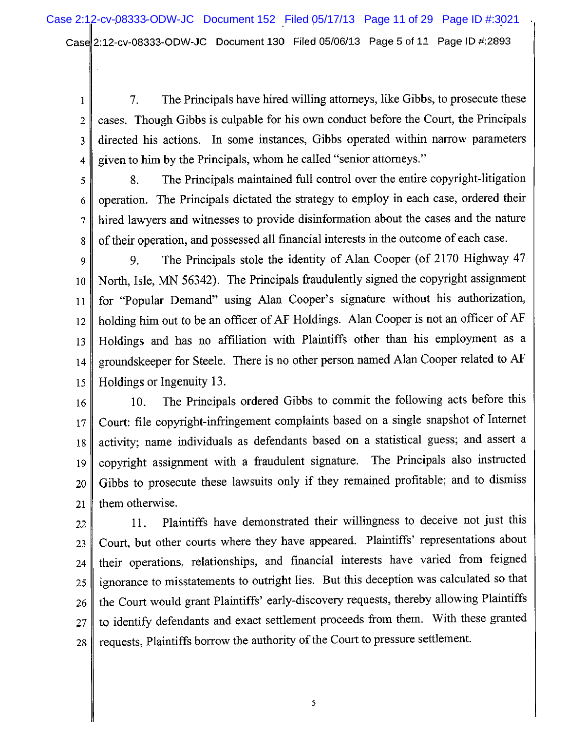7. The Principals have hired willing attorneys, like Gibbs, to prosecute these cases. Though Gibbs is culpable for his own conduct before the Court, the Principals directed his actions. In some instances, Gibbs operated within narrow parameters given to him by the Principals, whom he called "senior attorneys."

8. The Principals maintained full control over the entire copyright-litigation operation. The Principals dictated the strategy to employ in each case, ordered their hired lawyers and witnesses to provide disinformation about the cases and the nature of their operation, and possessed all financial interests in the outcome of each case.

9. The Principals stole the identity of Alan Cooper (of 2170 Highway 47 North, Isle, MN 56342). The Principals fraudulently signed the copyright assignment for "Popular Demand" using Alan Cooper's signature without his authorization, holding him out to be an officer of AF Holdings. Alan Cooper is not an officer of AF Holdings and has no affiliation with Plaintiffs other than his employment as a groundskeeper for Steele. There is no other person named Alan Cooper related to AF Holdings or Ingenuity 13.

10. The Principals ordered Gibbs to commit the following acts before this Court: file copyright-infringement complaints based on a single snapshot of Internet activity; name individuals as defendants based on a statistical guess; and assert a copyright assignment with a fraudulent signature. The Principals also instructed Gibbs to prosecute these lawsuits only if they remained profitable; and to dismiss them otherwise.

11. Plaintiffs have demonstrated their willingness to deceive not just this Court, but other courts where they have appeared. Plaintiffs' representations about their operations, relationships, and financial interests have varied from feigned ignorance to misstatements to outright lies. But this deception was calculated so that the Court would grant Plaintiffs' early-discovery requests, thereby allowing Plaintiffs to identify defendants and exact settlement proceeds from them. With these granted requests, Plaintiffs borrow the authority of the Court to pressure settlement.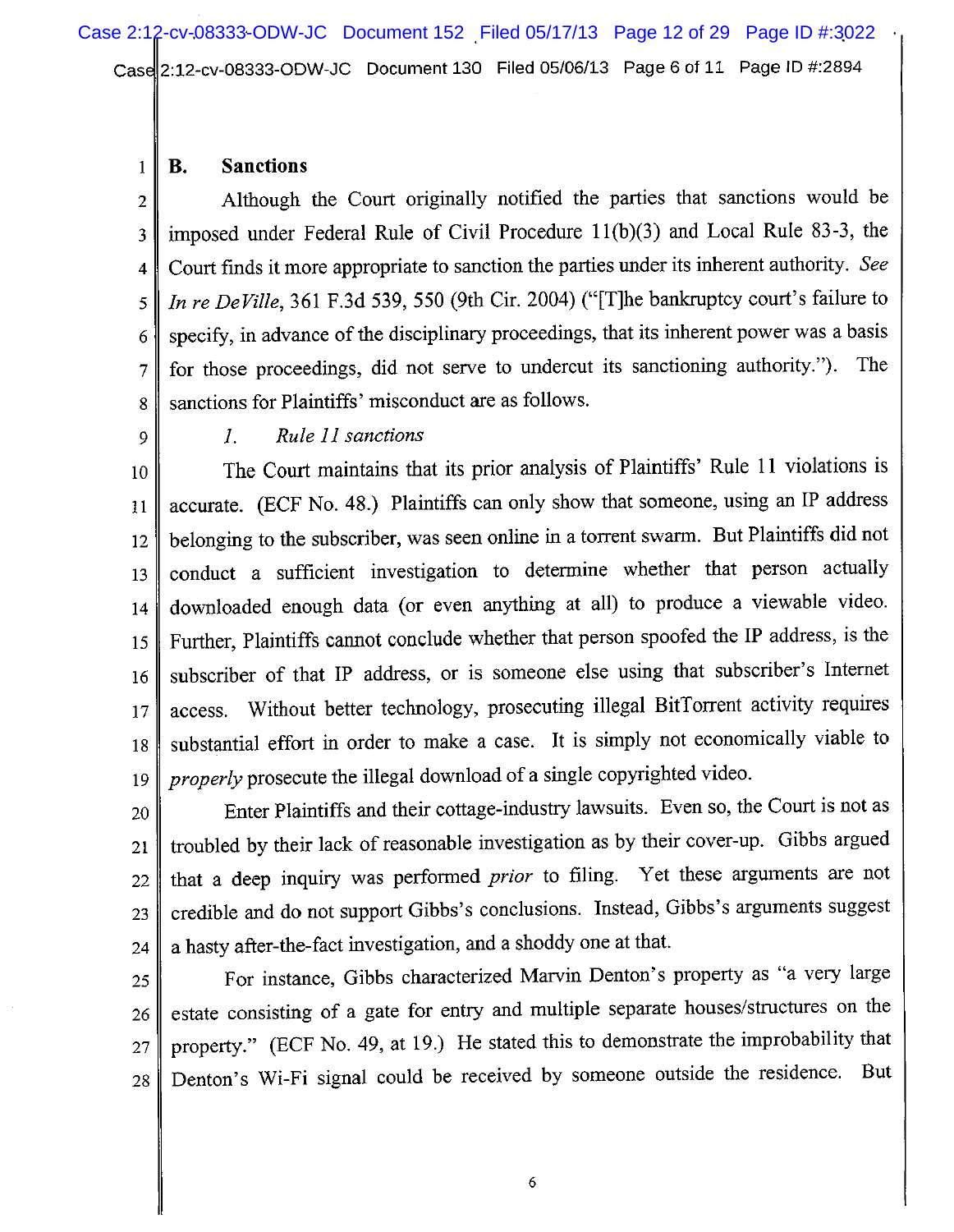### B. Sanctions

Although the Court originally notified the parties that sanctions would be imposed under Federal Rule of Civil Procedure 11(b)(3) and Local Rule 83-3, the Court finds it more appropriate to sanction the parties under its inherent authority. *See In re DeVille*, 361 F.3d 539, 550 (9th Cir. 2004) ("[T]he bankruptcy court's failure to specify, in advance of the disciplinary proceedings, that its inherent power was a basis for those proceedings, did not serve to undercut its sanctioning authority."). The sanctions for Plaintiffs' misconduct are as follows.

#### *1. Rule 11 sanctions*

The Court maintains that its prior analysis of Plaintiffs' Rule 11 violations is accurate. (ECF No. 48.) Plaintiffs can only show that someone, using an IP address belonging to the subscriber, was seen online in a torrent swarm. But Plaintiffs did not conduct a sufficient investigation to determine whether that person actually downloaded enough data (or even anything at all) to produce a viewable video. Further, Plaintiffs cannot conclude whether that person spoofed the IP address, is the subscriber of that IP address, or is someone else using that subscriber's Internet access. Without better technology, prosecuting illegal BitTorrent activity requires substantial effort in order to make a case. It is simply not economically viable to *properly* prosecute the illegal download of a single copyrighted video.

Enter Plaintiffs and their cottage-industry lawsuits. Even so, the Court is not as troubled by their lack of reasonable investigation as by their cover-up. Gibbs argued that a deep inquiry was performed *prior* to filing. Yet these arguments are not credible and do not support Gibbs's conclusions. Instead, Gibbs's arguments suggest a hasty after-the-fact investigation, and a shoddy one at that.

For instance, Gibbs characterized Marvin Denton's property as "a very large estate consisting of a gate for entry and multiple separate houses/structures on the property." (ECF No. 49, at 19.) He stated this to demonstrate the improbability that Denton's Wi-Fi signal could be received by someone outside the residence. But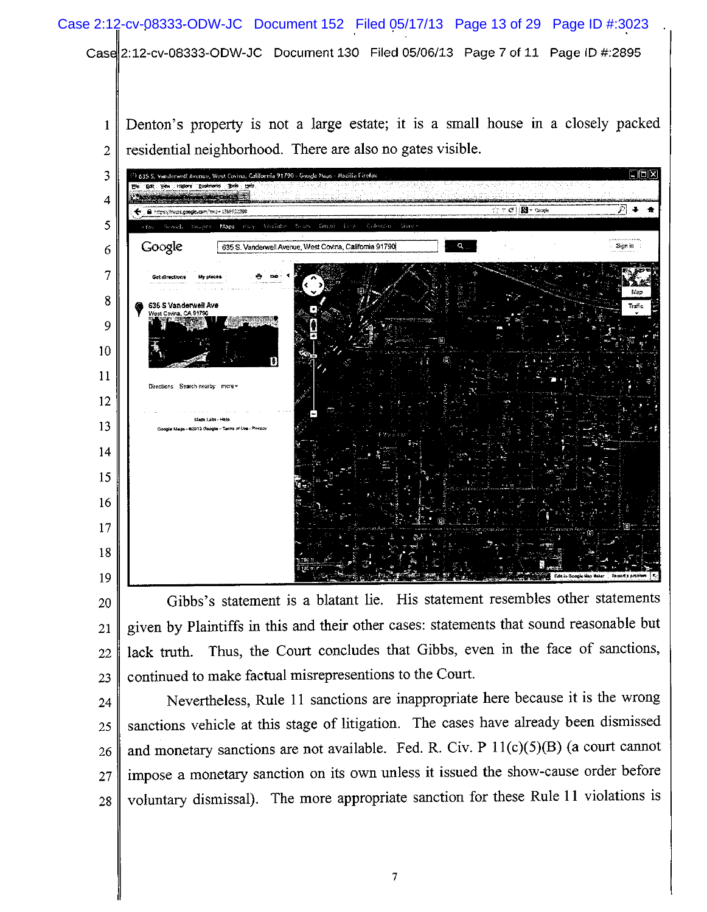Denton's property is not a large estate; it is a small house in a closely packed residential neighborhood. There are also no gates visible.

Gibbs's statement is a blatant lie. His statement resembles other statements given by Plaintiffs in this and their other cases: statements that sound reasonable but lack truth. Thus, the Court concludes that Gibbs, even in the face of sanctions, continued to make factual misrepresentions to the Court.

Nevertheless, Rule 11 sanctions are inappropriate here because it is the wrong sanctions vehicle at this stage of litigation. The cases have already been dismissed and monetary sanctions are not available. Fed. R. Civ. P 11(c)(5)(B) (a court cannot impose a monetary sanction on its own unless it issued the show-cause order before voluntary dismissal). The more appropriate sanction for these Rule 11 violations is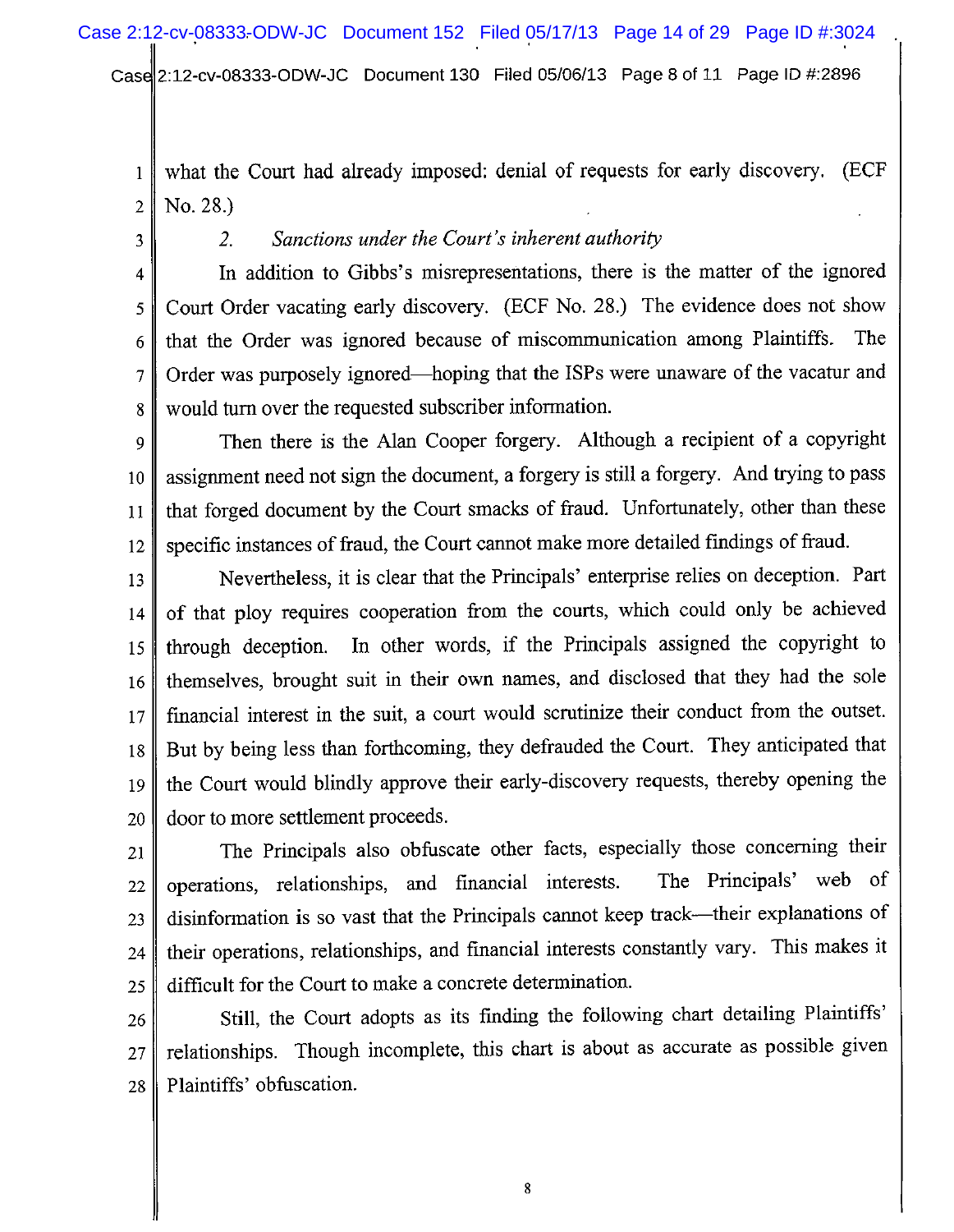what the Court had already imposed: denial of requests for early discovery. (ECF No. 28.)

2. *Sanctions under the Court's inherent authority*

In addition to Gibbs's misrepresentations, there is the matter of the ignored Court Order vacating early discovery. (ECF No. 28.) The evidence does not show that the Order was ignored because of miscommunication among Plaintiffs. The Order was purposely ignored—hoping that the ISPs were unaware of the vacatur and would turn over the requested subscriber information.

Then there is the Alan Cooper forgery. Although a recipient of a copyright assignment need not sign the document, a forgery is still a forgery. And trying to pass that forged document by the Court smacks of fraud. Unfortunately, other than these specific instances of fraud, the Court cannot make more detailed findings of fraud.

Nevertheless, it is clear that the Principals' enterprise relies on deception. Part of that ploy requires cooperation from the courts, which could only be achieved through deception. In other words, if the Principals assigned the copyright to themselves, brought suit in their own names, and disclosed that they had the sole financial interest in the suit, a court would scrutinize their conduct from the outset. But by being less than forthcoming, they defrauded the Court. They anticipated that the Court would blindly approve their early-discovery requests, thereby opening the door to more settlement proceeds.

The Principals also obfuscate other facts, especially those concerning their operations, relationships, and financial interests. The Principals' web of disinformation is so vast that the Principals cannot keep track—their explanations of their operations, relationships, and financial interests constantly vary. This makes it difficult for the Court to make a concrete determination.

Still, the Court adopts as its finding the following chart detailing Plaintiffs' relationships. Though incomplete, this chart is about as accurate as possible given Plaintiffs' obfuscation.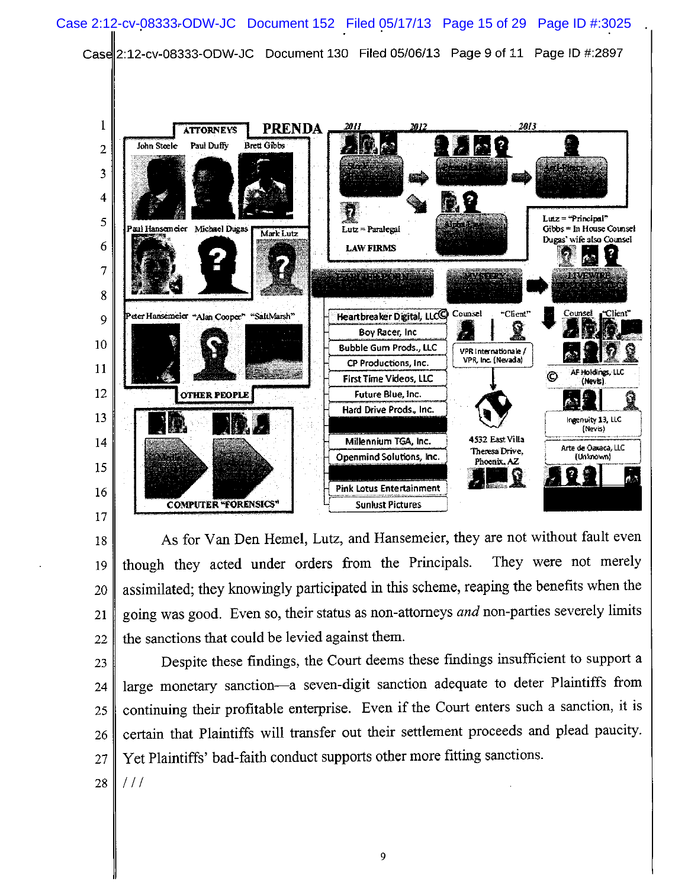**PRENDA**

**ATTORNEYS**: John Steele, Paul Duffy, Brett Gibbs, Paul Hansemeier, Michael Dugas, Mark Lutz

**OTHER PEOPLE**: Peter Hansemeier, "Alan Cooper", "SaltMarsh"

**COMPUTER "FORENSICS"**

**LAW FIRMS** (2011, 2012, 2013)

Lutz = Paralegal

Lutz = "Principal"
Gibbs = In House Counsel
Dugas' wife also Counsel

Heartbreaker Digital, LLC ©
Boy Racer, Inc
Bubble Gum Prods., LLC
CP Productions, Inc.
First Time Videos, LLC
Future Blue, Inc.
Hard Drive Prods., Inc.
Millennium TGA, Inc.
Openmind Solutions, Inc.
Pink Lotus Entertainment
Sunlust Pictures

Counsel — "Client"
VPR Internationale / VPR, Inc. (Nevada)
4532 East Villa Theresa Drive, Phoenix, AZ

Counsel — "Client"
© AF Holdings, LLC (Nevis)
Ingenuity 13, LLC (Nevis)
Arte de Oaxaca, LLC (Unknown)

As for Van Den Hemel, Lutz, and Hansemeier, they are not without fault even though they acted under orders from the Principals. They were not merely assimilated; they knowingly participated in this scheme, reaping the benefits when the going was good. Even so, their status as non-attorneys *and* non-parties severely limits the sanctions that could be levied against them.

Despite these findings, the Court deems these findings insufficient to support a large monetary sanction—a seven-digit sanction adequate to deter Plaintiffs from continuing their profitable enterprise. Even if the Court enters such a sanction, it is certain that Plaintiffs will transfer out their settlement proceeds and plead paucity. Yet Plaintiffs' bad-faith conduct supports other more fitting sanctions.

/ / /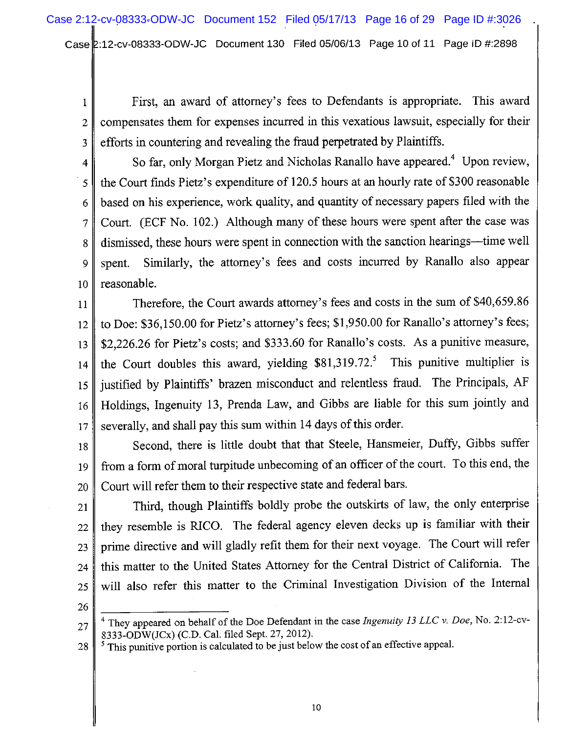First, an award of attorney's fees to Defendants is appropriate. This award compensates them for expenses incurred in this vexatious lawsuit, especially for their efforts in countering and revealing the fraud perpetrated by Plaintiffs.

So far, only Morgan Pietz and Nicholas Ranallo have appeared.[4] Upon review, the Court finds Pietz's expenditure of 120.5 hours at an hourly rate of $300 reasonable based on his experience, work quality, and quantity of necessary papers filed with the Court. (ECF No. 102.) Although many of these hours were spent after the case was dismissed, these hours were spent in connection with the sanction hearings—time well spent. Similarly, the attorney's fees and costs incurred by Ranallo also appear reasonable.

Therefore, the Court awards attorney's fees and costs in the sum of $40,659.86 to Doe: $36,150.00 for Pietz's attorney's fees; $1,950.00 for Ranallo's attorney's fees; $2,226.26 for Pietz's costs; and $333.60 for Ranallo's costs. As a punitive measure, the Court doubles this award, yielding $81,319.72.[5] This punitive multiplier is justified by Plaintiffs' brazen misconduct and relentless fraud. The Principals, AF Holdings, Ingenuity 13, Prenda Law, and Gibbs are liable for this sum jointly and severally, and shall pay this sum within 14 days of this order.

Second, there is little doubt that that Steele, Hansmeier, Duffy, Gibbs suffer from a form of moral turpitude unbecoming of an officer of the court. To this end, the Court will refer them to their respective state and federal bars.

Third, though Plaintiffs boldly probe the outskirts of law, the only enterprise they resemble is RICO. The federal agency eleven decks up is familiar with their prime directive and will gladly refit them for their next voyage. The Court will refer this matter to the United States Attorney for the Central District of California. The will also refer this matter to the Criminal Investigation Division of the Internal

---

[4] They appeared on behalf of the Doe Defendant in the case *Ingenuity 13 LLC v. Doe*, No. 2:12-cv-8333-ODW(JCx) (C.D. Cal. filed Sept. 27, 2012).

[5] This punitive portion is calculated to be just below the cost of an effective appeal.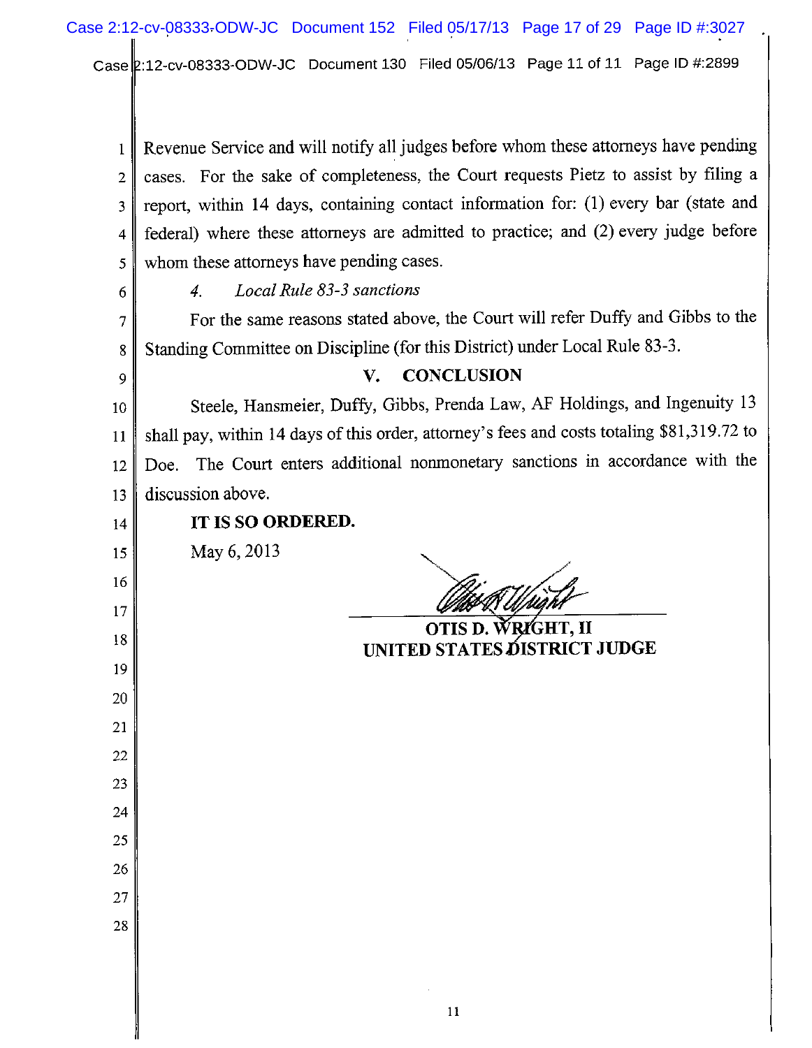Revenue Service and will notify all judges before whom these attorneys have pending cases. For the sake of completeness, the Court requests Pietz to assist by filing a report, within 14 days, containing contact information for: (1) every bar (state and federal) where these attorneys are admitted to practice; and (2) every judge before whom these attorneys have pending cases.

*4. Local Rule 83-3 sanctions*

For the same reasons stated above, the Court will refer Duffy and Gibbs to the Standing Committee on Discipline (for this District) under Local Rule 83-3.

## V. CONCLUSION

Steele, Hansmeier, Duffy, Gibbs, Prenda Law, AF Holdings, and Ingenuity 13 shall pay, within 14 days of this order, attorney's fees and costs totaling $81,319.72 to Doe. The Court enters additional nonmonetary sanctions in accordance with the discussion above.

**IT IS SO ORDERED.**

May 6, 2013

OTIS D. WRIGHT, II
UNITED STATES DISTRICT JUDGE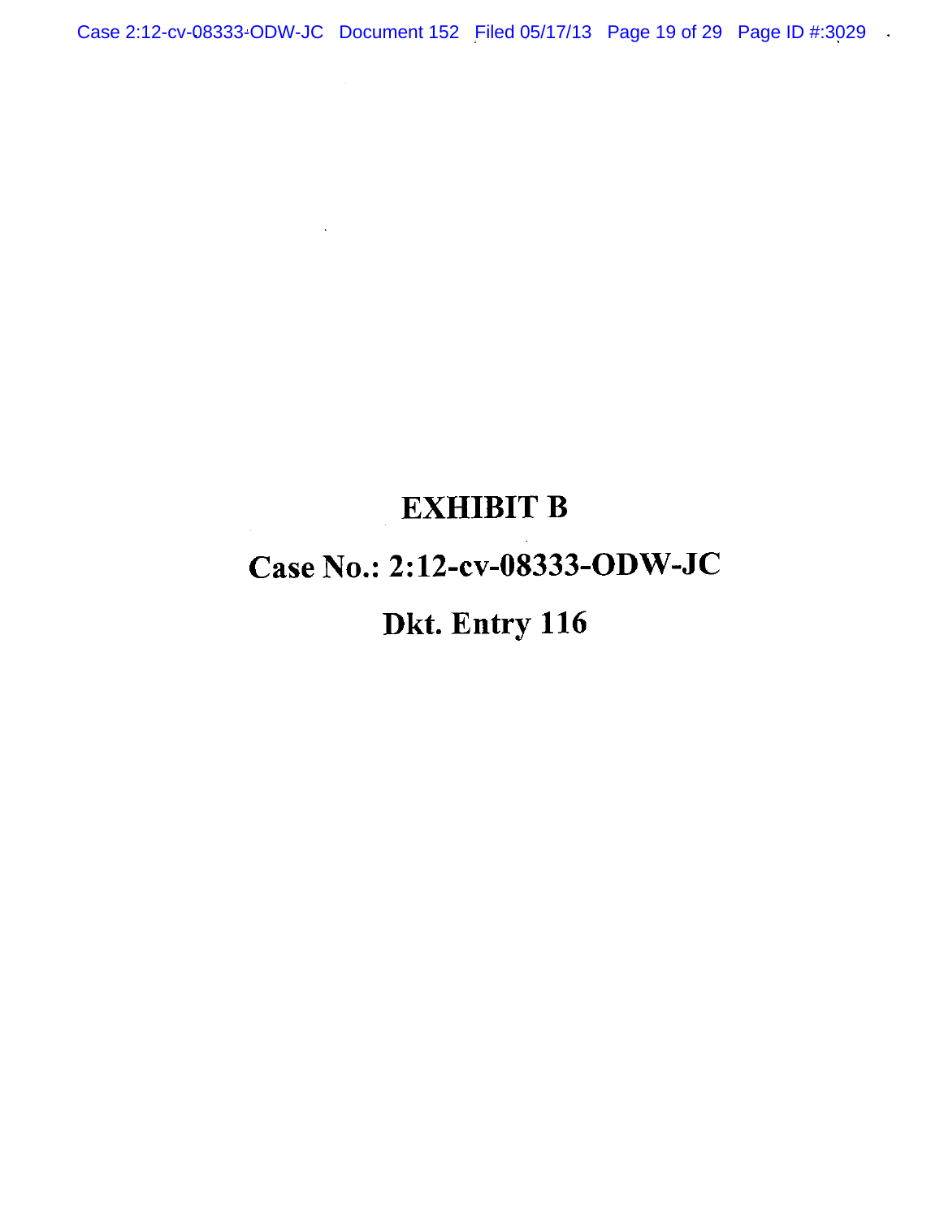# EXHIBIT B

# Case No.: 2:12-cv-08333-ODW-JC

# Dkt. Entry 116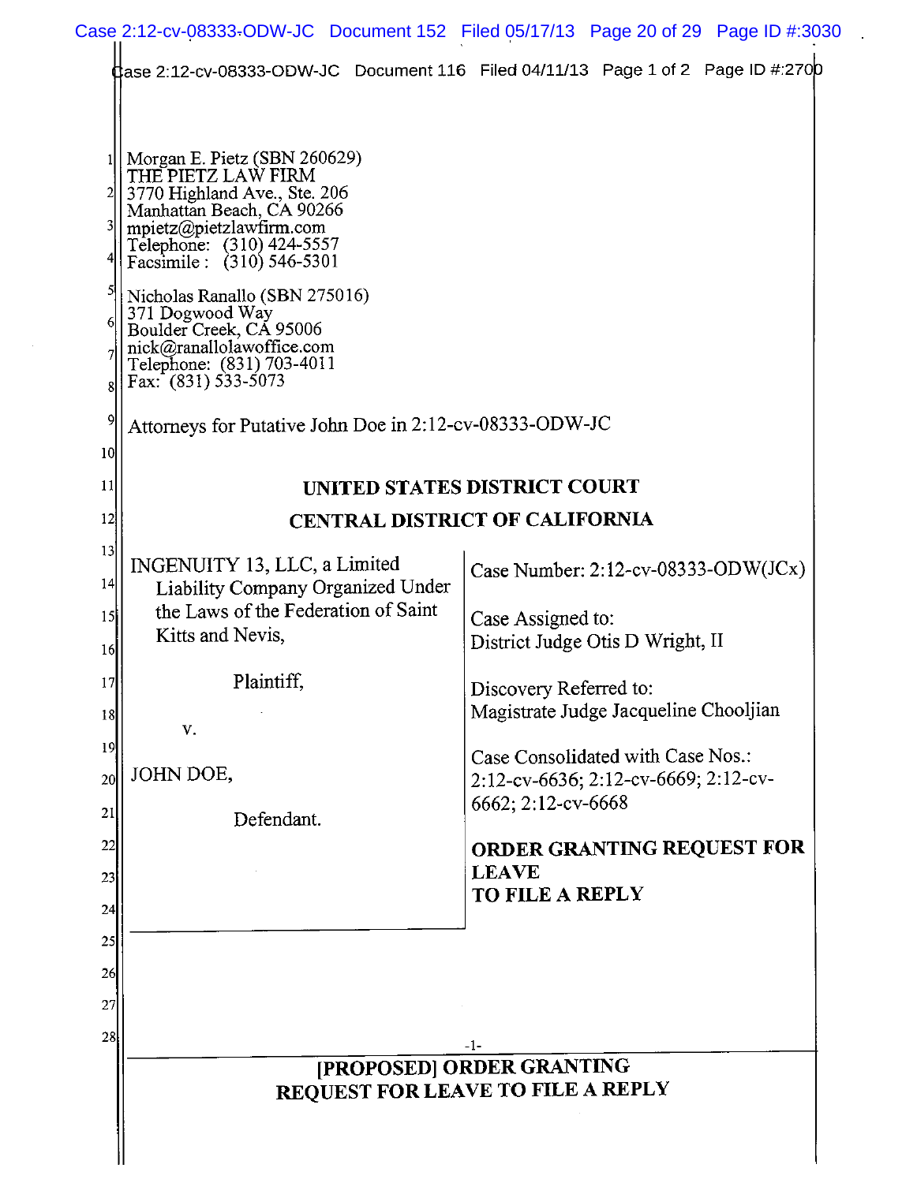Morgan E. Pietz (SBN 260629)
THE PIETZ LAW FIRM
3770 Highland Ave., Ste. 206
Manhattan Beach, CA 90266
mpietz@pietzlawfirm.com
Telephone: (310) 424-5557
Facsimile : (310) 546-5301

Nicholas Ranallo (SBN 275016)
371 Dogwood Way
Boulder Creek, CA 95006
nick@ranallolawoffice.com
Telephone: (831) 703-4011
Fax: (831) 533-5073

Attorneys for Putative John Doe in 2:12-cv-08333-ODW-JC

**UNITED STATES DISTRICT COURT**

**CENTRAL DISTRICT OF CALIFORNIA**

| | |
|---|---|
| INGENUITY 13, LLC, a Limited Liability Company Organized Under the Laws of the Federation of Saint Kitts and Nevis,<br><br>Plaintiff,<br><br>v.<br><br>JOHN DOE,<br><br>Defendant. | Case Number: 2:12-cv-08333-ODW(JCx)<br><br>Case Assigned to:<br>District Judge Otis D Wright, II<br><br>Discovery Referred to:<br>Magistrate Judge Jacqueline Chooljian<br><br>Case Consolidated with Case Nos.:<br>2:12-cv-6636; 2:12-cv-6669; 2:12-cv-6662; 2:12-cv-6668<br><br>**ORDER GRANTING REQUEST FOR LEAVE TO FILE A REPLY** |

**[PROPOSED] ORDER GRANTING REQUEST FOR LEAVE TO FILE A REPLY**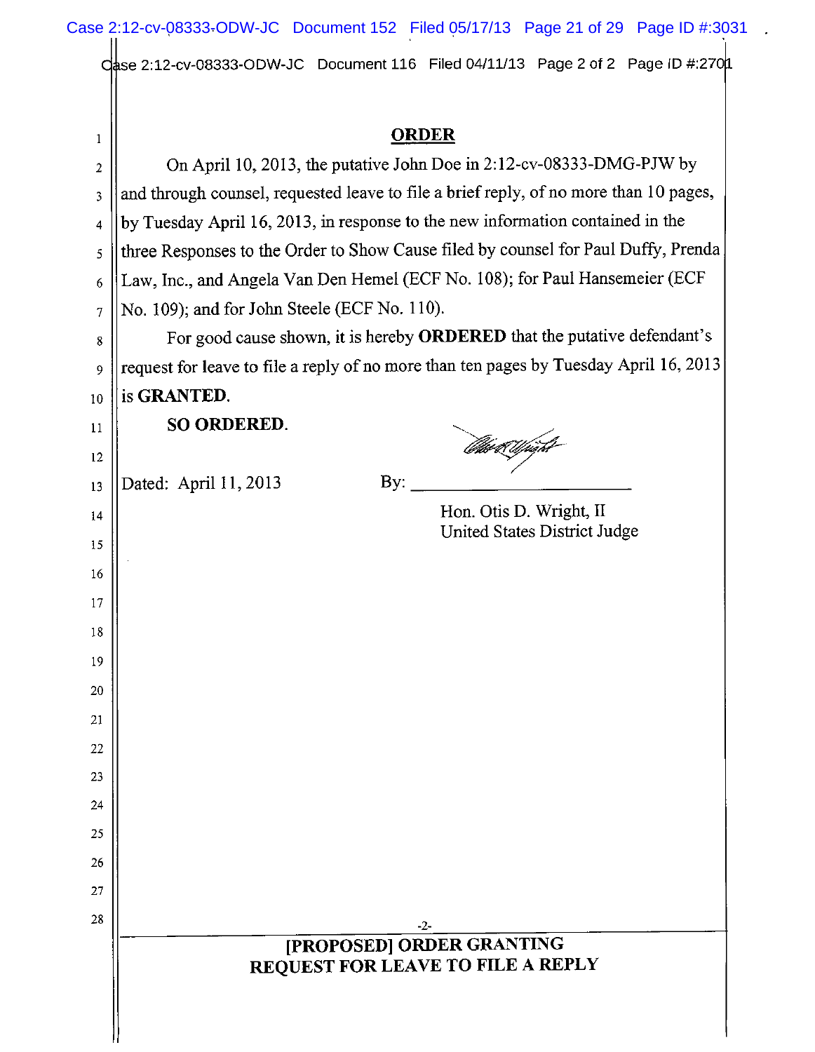## ORDER

On April 10, 2013, the putative John Doe in 2:12-cv-08333-DMG-PJW by and through counsel, requested leave to file a brief reply, of no more than 10 pages, by Tuesday April 16, 2013, in response to the new information contained in the three Responses to the Order to Show Cause filed by counsel for Paul Duffy, Prenda Law, Inc., and Angela Van Den Hemel (ECF No. 108); for Paul Hansemeier (ECF No. 109); and for John Steele (ECF No. 110).

For good cause shown, it is hereby **ORDERED** that the putative defendant's request for leave to file a reply of no more than ten pages by Tuesday April 16, 2013 is **GRANTED.**

**SO ORDERED.**

Dated: April 11, 2013

By: ___________________________

Hon. Otis D. Wright, II
United States District Judge

**[PROPOSED] ORDER GRANTING REQUEST FOR LEAVE TO FILE A REPLY**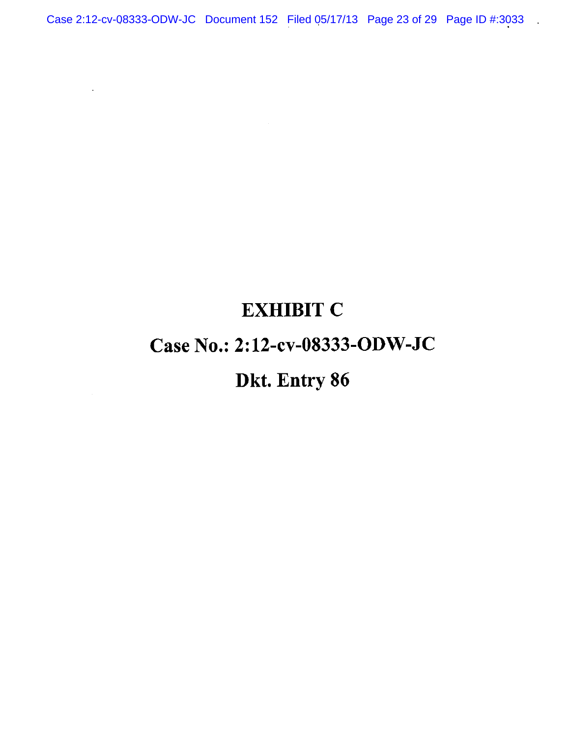# EXHIBIT C

# Case No.: 2:12-cv-08333-ODW-JC

# Dkt. Entry 86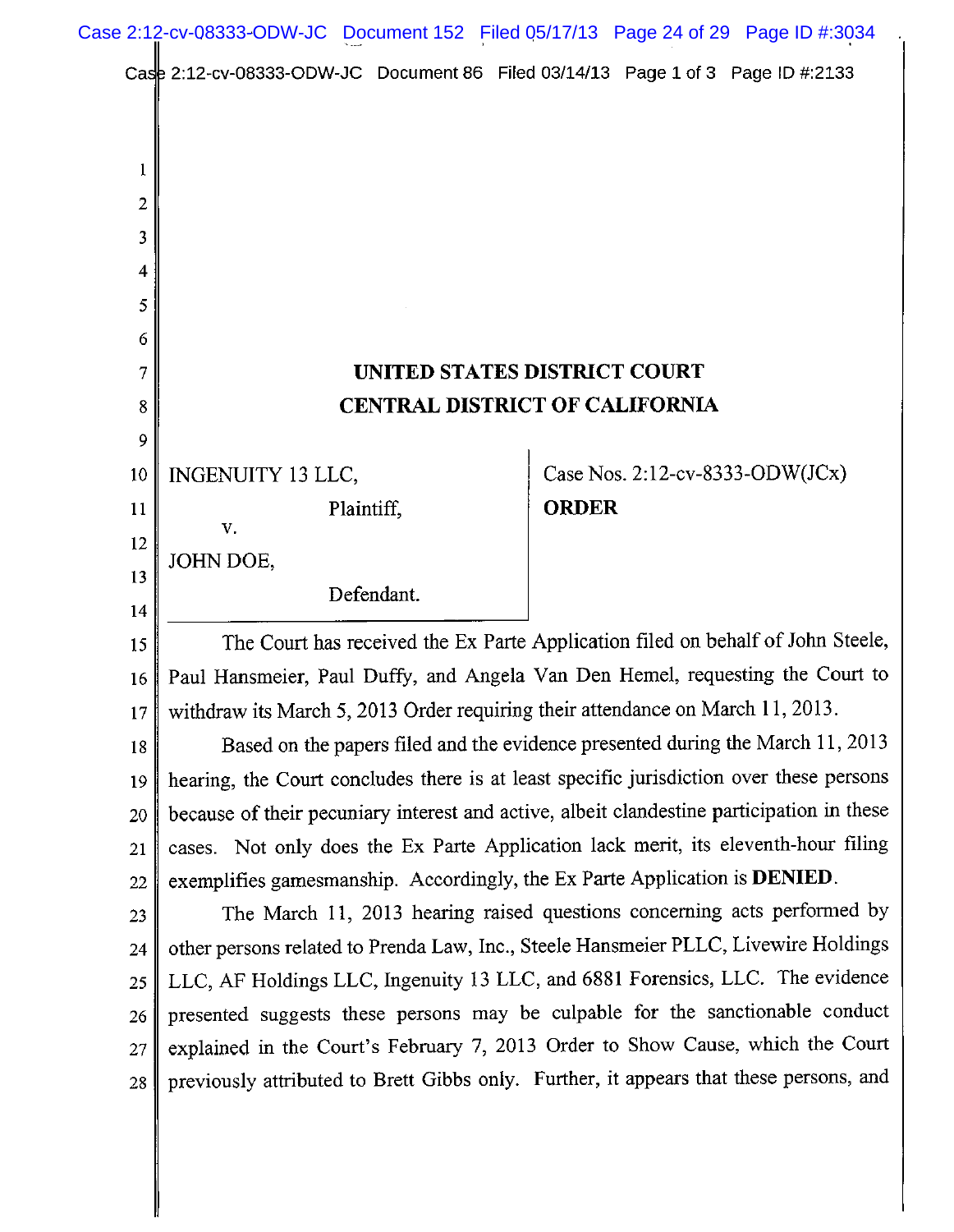UNITED STATES DISTRICT COURT

CENTRAL DISTRICT OF CALIFORNIA

INGENUITY 13 LLC,

Plaintiff,

v.

JOHN DOE,

Defendant.

Case Nos. 2:12-cv-8333-ODW(JCx)

**ORDER**

The Court has received the Ex Parte Application filed on behalf of John Steele, Paul Hansmeier, Paul Duffy, and Angela Van Den Hemel, requesting the Court to withdraw its March 5, 2013 Order requiring their attendance on March 11, 2013.

Based on the papers filed and the evidence presented during the March 11, 2013 hearing, the Court concludes there is at least specific jurisdiction over these persons because of their pecuniary interest and active, albeit clandestine participation in these cases. Not only does the Ex Parte Application lack merit, its eleventh-hour filing exemplifies gamesmanship. Accordingly, the Ex Parte Application is **DENIED**.

The March 11, 2013 hearing raised questions concerning acts performed by other persons related to Prenda Law, Inc., Steele Hansmeier PLLC, Livewire Holdings LLC, AF Holdings LLC, Ingenuity 13 LLC, and 6881 Forensics, LLC. The evidence presented suggests these persons may be culpable for the sanctionable conduct explained in the Court's February 7, 2013 Order to Show Cause, which the Court previously attributed to Brett Gibbs only. Further, it appears that these persons, and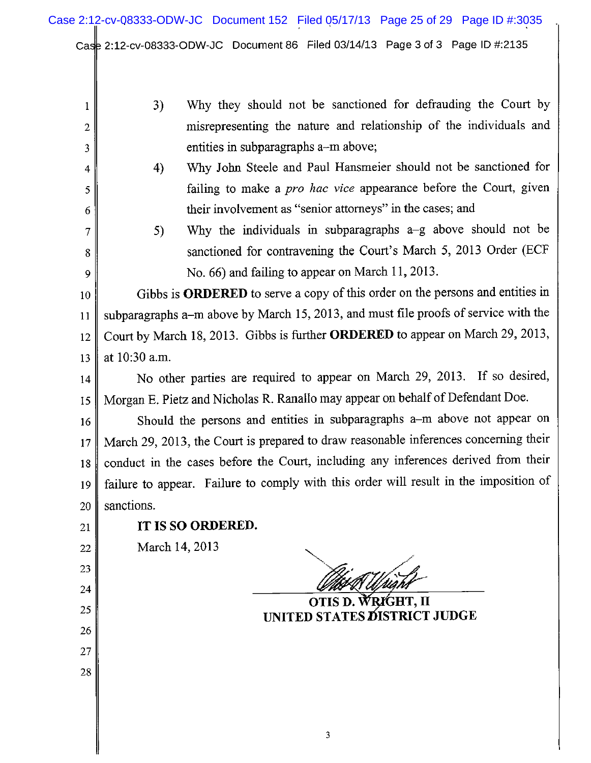3) Why they should not be sanctioned for defrauding the Court by misrepresenting the nature and relationship of the individuals and entities in subparagraphs a–m above;

4) Why John Steele and Paul Hansmeier should not be sanctioned for failing to make a *pro hac vice* appearance before the Court, given their involvement as "senior attorneys" in the cases; and

5) Why the individuals in subparagraphs a–g above should not be sanctioned for contravening the Court's March 5, 2013 Order (ECF No. 66) and failing to appear on March 11, 2013.

Gibbs is **ORDERED** to serve a copy of this order on the persons and entities in subparagraphs a–m above by March 15, 2013, and must file proofs of service with the Court by March 18, 2013. Gibbs is further **ORDERED** to appear on March 29, 2013, at 10:30 a.m.

No other parties are required to appear on March 29, 2013. If so desired, Morgan E. Pietz and Nicholas R. Ranallo may appear on behalf of Defendant Doe.

Should the persons and entities in subparagraphs a–m above not appear on March 29, 2013, the Court is prepared to draw reasonable inferences concerning their conduct in the cases before the Court, including any inferences derived from their failure to appear. Failure to comply with this order will result in the imposition of sanctions.

**IT IS SO ORDERED.**

March 14, 2013

**OTIS D. WRIGHT, II**
**UNITED STATES DISTRICT JUDGE**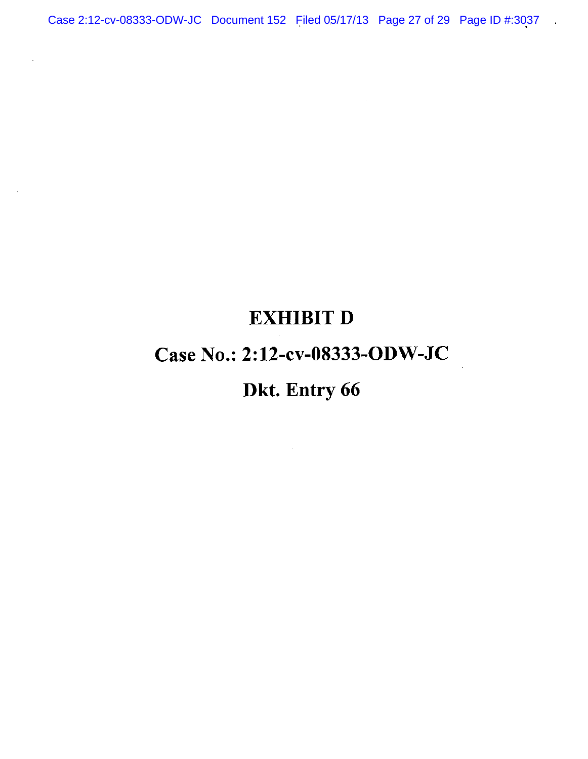# EXHIBIT D

# Case No.: 2:12-cv-08333-ODW-JC

# Dkt. Entry 66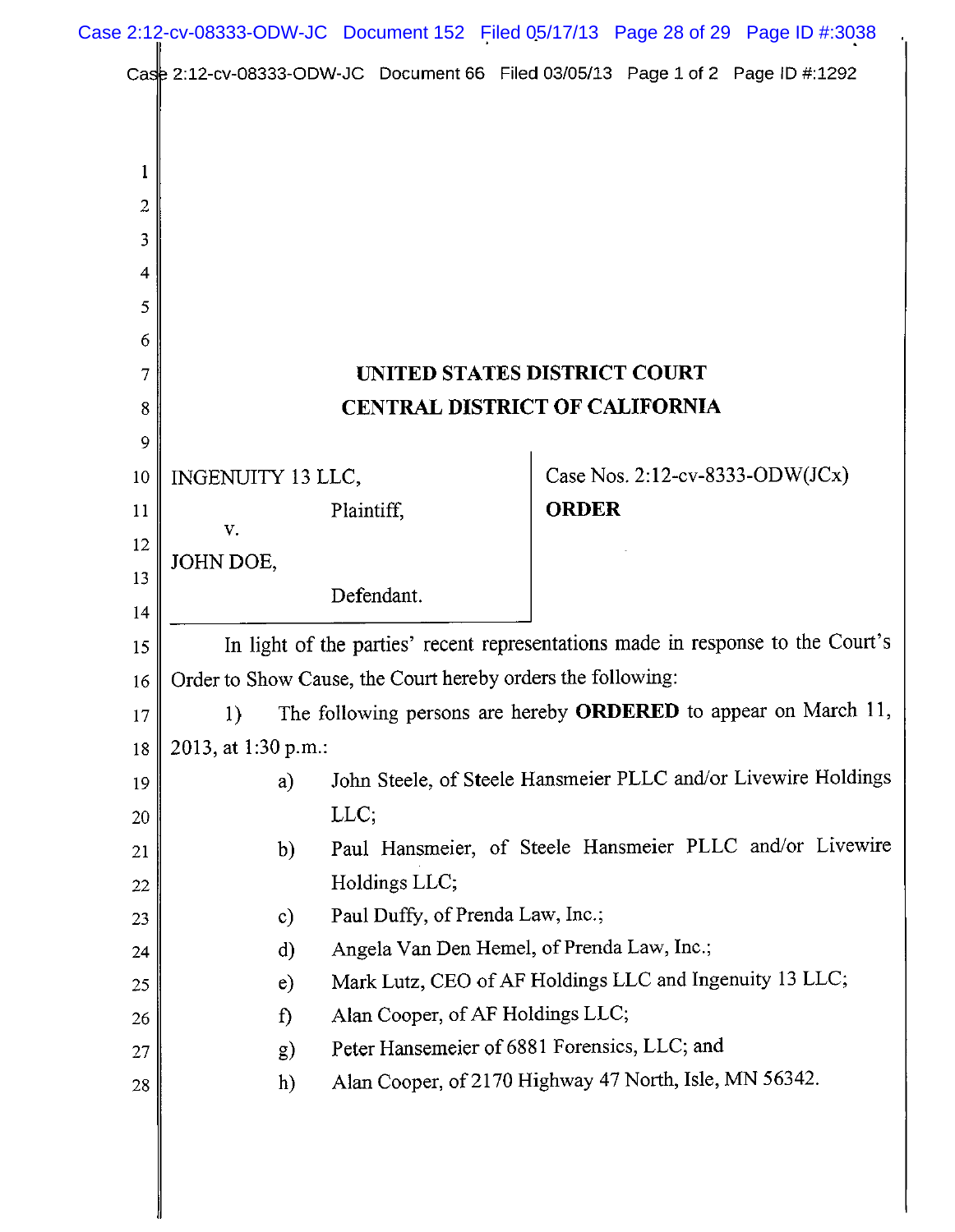**UNITED STATES DISTRICT COURT**
**CENTRAL DISTRICT OF CALIFORNIA**

INGENUITY 13 LLC,

Plaintiff,

v.

JOHN DOE,

Defendant.

Case Nos. 2:12-cv-8333-ODW(JCx)

**ORDER**

In light of the parties' recent representations made in response to the Court's Order to Show Cause, the Court hereby orders the following:

1) The following persons are hereby **ORDERED** to appear on March 11, 2013, at 1:30 p.m.:

a) John Steele, of Steele Hansmeier PLLC and/or Livewire Holdings LLC;

b) Paul Hansmeier, of Steele Hansmeier PLLC and/or Livewire Holdings LLC;

c) Paul Duffy, of Prenda Law, Inc.;

d) Angela Van Den Hemel, of Prenda Law, Inc.;

e) Mark Lutz, CEO of AF Holdings LLC and Ingenuity 13 LLC;

f) Alan Cooper, of AF Holdings LLC;

g) Peter Hansemeier of 6881 Forensics, LLC; and

h) Alan Cooper, of 2170 Highway 47 North, Isle, MN 56342.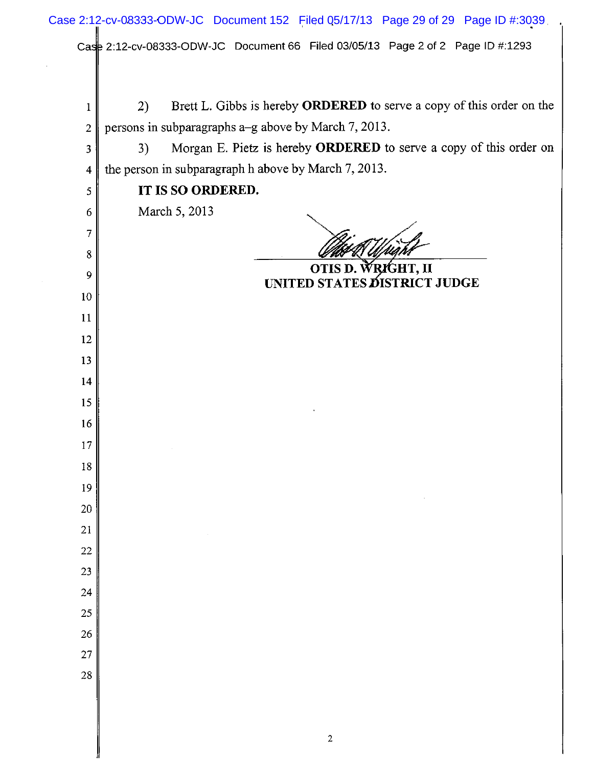2) Brett L. Gibbs is hereby **ORDERED** to serve a copy of this order on the persons in subparagraphs a–g above by March 7, 2013.

3) Morgan E. Pietz is hereby **ORDERED** to serve a copy of this order on the person in subparagraph h above by March 7, 2013.

**IT IS SO ORDERED.**

March 5, 2013

**OTIS D. WRIGHT, II**
**UNITED STATES DISTRICT JUDGE**